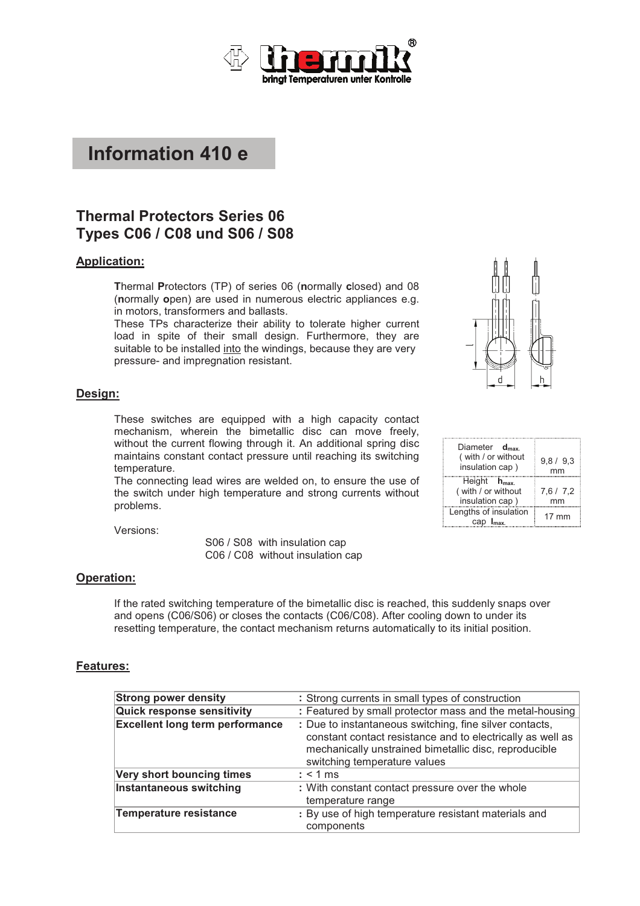# Information 410 e

## Thermal Protectors Series 06
## Types C06 / C08 und S06 / S08

### Application:

**T**hermal **P**rotectors (TP) of series 06 (**n**ormally **c**losed) and 08 (**n**ormally **o**pen) are used in numerous electric appliances e.g. in motors, transformers and ballasts.
These TPs characterize their ability to tolerate higher current load in spite of their small design. Furthermore, they are suitable to be installed into the windings, because they are very pressure- and impregnation resistant.

### Design:

These switches are equipped with a high capacity contact mechanism, wherein the bimetallic disc can move freely, without the current flowing through it. An additional spring disc maintains constant contact pressure until reaching its switching temperature.
The connecting lead wires are welded on, to ensure the use of the switch under high temperature and strong currents without problems.

| Diameter $d_{max.}$ ( with / or without insulation cap ) | 9,8 / 9,3 mm |
|---|---|
| Height $h_{max.}$ ( with / or without insulation cap ) | 7,6 / 7,2 mm |
| Lengths of insulation cap $l_{max.}$ | 17 mm |

Versions:

S06 / S08 with insulation cap
C06 / C08 without insulation cap

### Operation:

If the rated switching temperature of the bimetallic disc is reached, this suddenly snaps over and opens (C06/S06) or closes the contacts (C06/C08). After cooling down to under its resetting temperature, the contact mechanism returns automatically to its initial position.

### Features:

| | |
|---|---|
| **Strong power density** | : Strong currents in small types of construction |
| **Quick response sensitivity** | : Featured by small protector mass and the metal-housing |
| **Excellent long term performance** | : Due to instantaneous switching, fine silver contacts, constant contact resistance and to electrically as well as mechanically unstrained bimetallic disc, reproducible switching temperature values |
| **Very short bouncing times** | : < 1 ms |
| **Instantaneous switching** | : With constant contact pressure over the whole temperature range |
| **Temperature resistance** | : By use of high temperature resistant materials and components |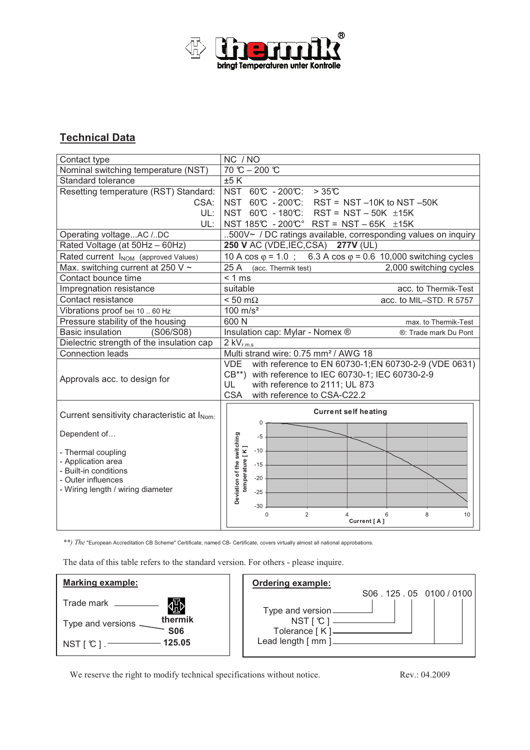## Technical Data

| | |
|---|---|
| Contact type | NC / NO |
| Nominal switching temperature (NST) | 70 ℃ – 200 ℃ |
| Standard tolerance | ±5 K |
| Resetting temperature (RST) Standard: | NST 60℃ - 200℃: > 35℃ |
| CSA: | NST 60℃ - 200℃: RST = NST –10K to NST –50K |
| UL: | NST 60℃ - 180℃: RST = NST – 50K ±15K |
| UL: | NST 185℃ - 200℃° RST = NST – 65K ±15K |
| Operating voltage...AC /..DC | ..500V~ / DC ratings available, corresponding values on inquiry |
| Rated Voltage (at 50Hz – 60Hz) | **250 V** AC (VDE,IEC,CSA) **277V** (UL) |
| Rated current $I_{NOM}$ (approved Values) | 10 A cos φ = 1.0 ; 6.3 A cos φ = 0.6 10,000 switching cycles |
| Max. switching current at 250 V ~ | 25 A (acc. Thermik test) 2,000 switching cycles |
| Contact bounce time | < 1 ms |
| Impregnation resistance | suitable acc. to Thermik-Test |
| Contact resistance | < 50 mΩ acc. to MIL–STD. R 5757 |
| Vibrations proof bei 10 .. 60 Hz | 100 m/s² |
| Pressure stability of the housing | 600 N max. to Thermik-Test |
| Basic insulation (S06/S08) | Insulation cap: Mylar - Nomex ® ®: Trade mark Du Pont |
| Dielectric strength of the insulation cap | 2 $kV_{r.m.s}$ |
| Connection leads | Multi strand wire: 0.75 mm² / AWG 18 |
| Approvals acc. to design for | VDE with reference to EN 60730-1;EN 60730-2-9 (VDE 0631)<br>CB**) with reference to IEC 60730-1; IEC 60730-2-9<br>UL with reference to 2111; UL 873<br>CSA with reference to CSA-C22.2 |
| Current sensitivity characteristic at $I_{Nom}$:<br><br>Dependent of…<br><br>- Thermal coupling<br>- Application area<br>- Built-in conditions<br>- Outer influences<br>- Wiring length / wiring diameter | (chart, see below) |

Current self heating

Deviation of the switching temperature [ K ]

0
-5
-10
-15
-20
-25
-30

0 2 4 6 8 10

Current [ A ]

*\*\*) The* "European Accreditation CB Scheme" Certificate, named CB- Certificate, covers virtually almost all national approbations.

The data of this table refers to the standard version. For others - please inquire.

**Marking example:**

Trade mark
Type and versions — thermik S06
NST [ ℃ ] . — 125.05

**Ordering example:**

S06 . 125 . 05 0100 / 0100

Type and version
NST [ ℃ ]
Tolerance [ K ]
Lead length [ mm ]

We reserve the right to modify technical specifications without notice. Rev.: 04.2009